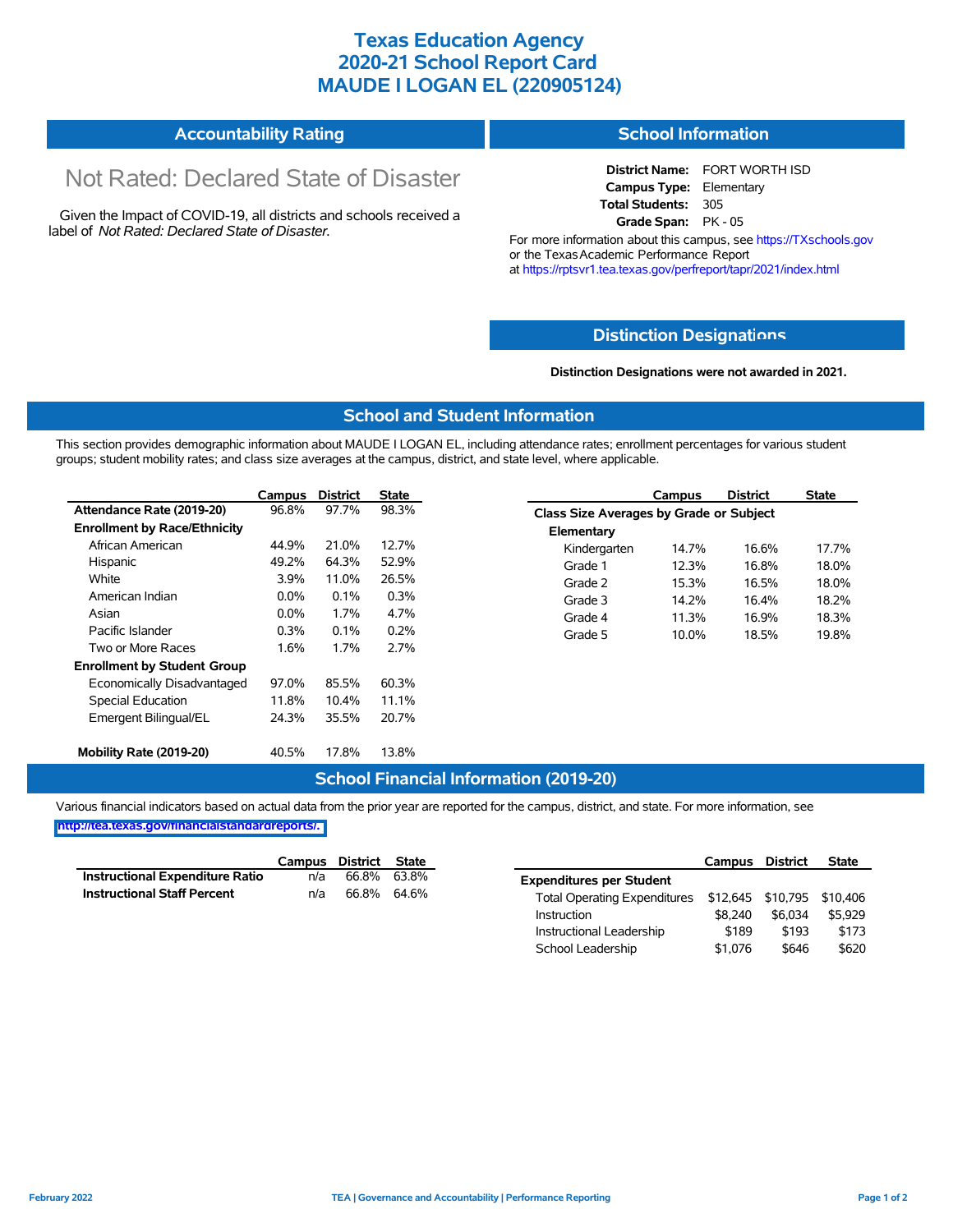# Texas Education Agency
# 2020-21 School Report Card
# MAUDE I LOGAN EL (220905124)

## Accountability Rating

Not Rated: Declared State of Disaster

Given the Impact of COVID-19, all districts and schools received a label of *Not Rated: Declared State of Disaster*.

## School Information

**District Name:** FORT WORTH ISD
**Campus Type:** Elementary
**Total Students:** 305
**Grade Span:** PK - 05

For more information about this campus, see https://TXschools.gov or the Texas Academic Performance Report at https://rptsvr1.tea.texas.gov/perfreport/tapr/2021/index.html

## Distinction Designations

**Distinction Designations were not awarded in 2021.**

## School and Student Information

This section provides demographic information about MAUDE I LOGAN EL, including attendance rates; enrollment percentages for various student groups; student mobility rates; and class size averages at the campus, district, and state level, where applicable.

| | Campus | District | State |
|---|---|---|---|
| **Attendance Rate (2019-20)** | 96.8% | 97.7% | 98.3% |
| **Enrollment by Race/Ethnicity** | | | |
| African American | 44.9% | 21.0% | 12.7% |
| Hispanic | 49.2% | 64.3% | 52.9% |
| White | 3.9% | 11.0% | 26.5% |
| American Indian | 0.0% | 0.1% | 0.3% |
| Asian | 0.0% | 1.7% | 4.7% |
| Pacific Islander | 0.3% | 0.1% | 0.2% |
| Two or More Races | 1.6% | 1.7% | 2.7% |
| **Enrollment by Student Group** | | | |
| Economically Disadvantaged | 97.0% | 85.5% | 60.3% |
| Special Education | 11.8% | 10.4% | 11.1% |
| Emergent Bilingual/EL | 24.3% | 35.5% | 20.7% |
| **Mobility Rate (2019-20)** | 40.5% | 17.8% | 13.8% |

| | Campus | District | State |
|---|---|---|---|
| **Class Size Averages by Grade or Subject** | | | |
| **Elementary** | | | |
| Kindergarten | 14.7% | 16.6% | 17.7% |
| Grade 1 | 12.3% | 16.8% | 18.0% |
| Grade 2 | 15.3% | 16.5% | 18.0% |
| Grade 3 | 14.2% | 16.4% | 18.2% |
| Grade 4 | 11.3% | 16.9% | 18.3% |
| Grade 5 | 10.0% | 18.5% | 19.8% |

## School Financial Information (2019-20)

Various financial indicators based on actual data from the prior year are reported for the campus, district, and state. For more information, see http://tea.texas.gov/financialstandardreports/.

| | Campus | District | State |
|---|---|---|---|
| **Instructional Expenditure Ratio** | n/a | 66.8% | 63.8% |
| **Instructional Staff Percent** | n/a | 66.8% | 64.6% |

| | Campus | District | State |
|---|---|---|---|
| **Expenditures per Student** | | | |
| Total Operating Expenditures | $12,645 | $10,795 | $10,406 |
| Instruction | $8,240 | $6,034 | $5,929 |
| Instructional Leadership | $189 | $193 | $173 |
| School Leadership | $1,076 | $646 | $620 |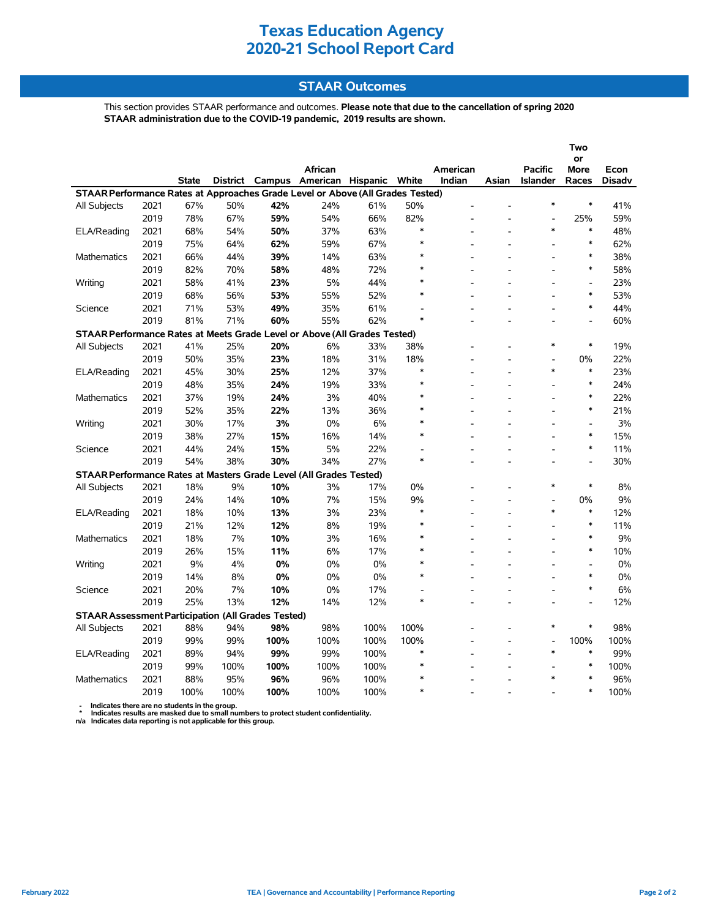# Texas Education Agency
# 2020-21 School Report Card

## STAAR Outcomes

This section provides STAAR performance and outcomes. **Please note that due to the cancellation of spring 2020 STAAR administration due to the COVID-19 pandemic, 2019 results are shown.**

| | | State | District | Campus | African American | Hispanic | White | American Indian | Asian | Pacific Islander | Two or More Races | Econ Disadv |
|---|---|---|---|---|---|---|---|---|---|---|---|---|
| **STAAR Performance Rates at Approaches Grade Level or Above (All Grades Tested)** | | | | | | | | | | | | |
| All Subjects | 2021 | 67% | 50% | **42%** | 24% | 61% | 50% | - | - | * | * | 41% |
| | 2019 | 78% | 67% | **59%** | 54% | 66% | 82% | - | - | - | 25% | 59% |
| ELA/Reading | 2021 | 68% | 54% | **50%** | 37% | 63% | * | - | - | * | * | 48% |
| | 2019 | 75% | 64% | **62%** | 59% | 67% | * | - | - | - | * | 62% |
| Mathematics | 2021 | 66% | 44% | **39%** | 14% | 63% | * | - | - | - | * | 38% |
| | 2019 | 82% | 70% | **58%** | 48% | 72% | * | - | - | - | * | 58% |
| Writing | 2021 | 58% | 41% | **23%** | 5% | 44% | * | - | - | - | - | 23% |
| | 2019 | 68% | 56% | **53%** | 55% | 52% | * | - | - | - | * | 53% |
| Science | 2021 | 71% | 53% | **49%** | 35% | 61% | - | - | - | - | * | 44% |
| | 2019 | 81% | 71% | **60%** | 55% | 62% | * | - | - | - | - | 60% |
| **STAAR Performance Rates at Meets Grade Level or Above (All Grades Tested)** | | | | | | | | | | | | |
| All Subjects | 2021 | 41% | 25% | **20%** | 6% | 33% | 38% | - | - | * | * | 19% |
| | 2019 | 50% | 35% | **23%** | 18% | 31% | 18% | - | - | - | 0% | 22% |
| ELA/Reading | 2021 | 45% | 30% | **25%** | 12% | 37% | * | - | - | * | * | 23% |
| | 2019 | 48% | 35% | **24%** | 19% | 33% | * | - | - | - | * | 24% |
| Mathematics | 2021 | 37% | 19% | **24%** | 3% | 40% | * | - | - | - | * | 22% |
| | 2019 | 52% | 35% | **22%** | 13% | 36% | * | - | - | - | * | 21% |
| Writing | 2021 | 30% | 17% | **3%** | 0% | 6% | * | - | - | - | - | 3% |
| | 2019 | 38% | 27% | **15%** | 16% | 14% | * | - | - | - | * | 15% |
| Science | 2021 | 44% | 24% | **15%** | 5% | 22% | - | - | - | - | * | 11% |
| | 2019 | 54% | 38% | **30%** | 34% | 27% | * | - | - | - | - | 30% |
| **STAAR Performance Rates at Masters Grade Level (All Grades Tested)** | | | | | | | | | | | | |
| All Subjects | 2021 | 18% | 9% | **10%** | 3% | 17% | 0% | - | - | * | * | 8% |
| | 2019 | 24% | 14% | **10%** | 7% | 15% | 9% | - | - | - | 0% | 9% |
| ELA/Reading | 2021 | 18% | 10% | **13%** | 3% | 23% | * | - | - | * | * | 12% |
| | 2019 | 21% | 12% | **12%** | 8% | 19% | * | - | - | - | * | 11% |
| Mathematics | 2021 | 18% | 7% | **10%** | 3% | 16% | * | - | - | - | * | 9% |
| | 2019 | 26% | 15% | **11%** | 6% | 17% | * | - | - | - | * | 10% |
| Writing | 2021 | 9% | 4% | **0%** | 0% | 0% | * | - | - | - | - | 0% |
| | 2019 | 14% | 8% | **0%** | 0% | 0% | * | - | - | - | * | 0% |
| Science | 2021 | 20% | 7% | **10%** | 0% | 17% | - | - | - | - | * | 6% |
| | 2019 | 25% | 13% | **12%** | 14% | 12% | * | - | - | - | - | 12% |
| **STAAR Assessment Participation (All Grades Tested)** | | | | | | | | | | | | |
| All Subjects | 2021 | 88% | 94% | **98%** | 98% | 100% | 100% | - | - | * | * | 98% |
| | 2019 | 99% | 99% | **100%** | 100% | 100% | 100% | - | - | - | 100% | 100% |
| ELA/Reading | 2021 | 89% | 94% | **99%** | 99% | 100% | * | - | - | * | * | 99% |
| | 2019 | 99% | 100% | **100%** | 100% | 100% | * | - | - | - | * | 100% |
| Mathematics | 2021 | 88% | 95% | **96%** | 96% | 100% | * | - | - | * | * | 96% |
| | 2019 | 100% | 100% | **100%** | 100% | 100% | * | - | - | - | * | 100% |

- Indicates there are no students in the group.
* Indicates results are masked due to small numbers to protect student confidentiality.
n/a Indicates data reporting is not applicable for this group.